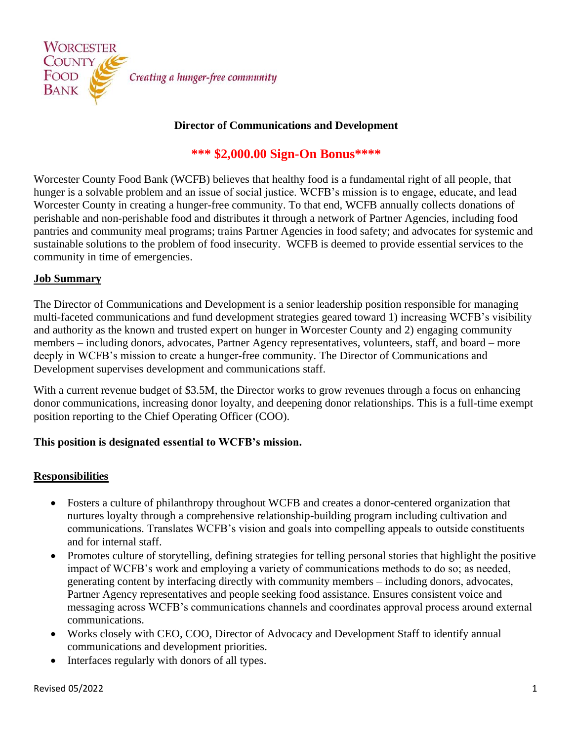WORCESTER COUNTY FOOD BANK

*Creating a hunger-free community*

**Director of Communications and Development**

**\*\*\* $2,000.00 Sign-On Bonus\*\*\*\***

Worcester County Food Bank (WCFB) believes that healthy food is a fundamental right of all people, that hunger is a solvable problem and an issue of social justice. WCFB's mission is to engage, educate, and lead Worcester County in creating a hunger-free community. To that end, WCFB annually collects donations of perishable and non-perishable food and distributes it through a network of Partner Agencies, including food pantries and community meal programs; trains Partner Agencies in food safety; and advocates for systemic and sustainable solutions to the problem of food insecurity. WCFB is deemed to provide essential services to the community in time of emergencies.

## Job Summary

The Director of Communications and Development is a senior leadership position responsible for managing multi-faceted communications and fund development strategies geared toward 1) increasing WCFB's visibility and authority as the known and trusted expert on hunger in Worcester County and 2) engaging community members – including donors, advocates, Partner Agency representatives, volunteers, staff, and board – more deeply in WCFB's mission to create a hunger-free community. The Director of Communications and Development supervises development and communications staff.

With a current revenue budget of $3.5M, the Director works to grow revenues through a focus on enhancing donor communications, increasing donor loyalty, and deepening donor relationships. This is a full-time exempt position reporting to the Chief Operating Officer (COO).

**This position is designated essential to WCFB's mission.**

## Responsibilities

- Fosters a culture of philanthropy throughout WCFB and creates a donor-centered organization that nurtures loyalty through a comprehensive relationship-building program including cultivation and communications. Translates WCFB's vision and goals into compelling appeals to outside constituents and for internal staff.
- Promotes culture of storytelling, defining strategies for telling personal stories that highlight the positive impact of WCFB's work and employing a variety of communications methods to do so; as needed, generating content by interfacing directly with community members – including donors, advocates, Partner Agency representatives and people seeking food assistance. Ensures consistent voice and messaging across WCFB's communications channels and coordinates approval process around external communications.
- Works closely with CEO, COO, Director of Advocacy and Development Staff to identify annual communications and development priorities.
- Interfaces regularly with donors of all types.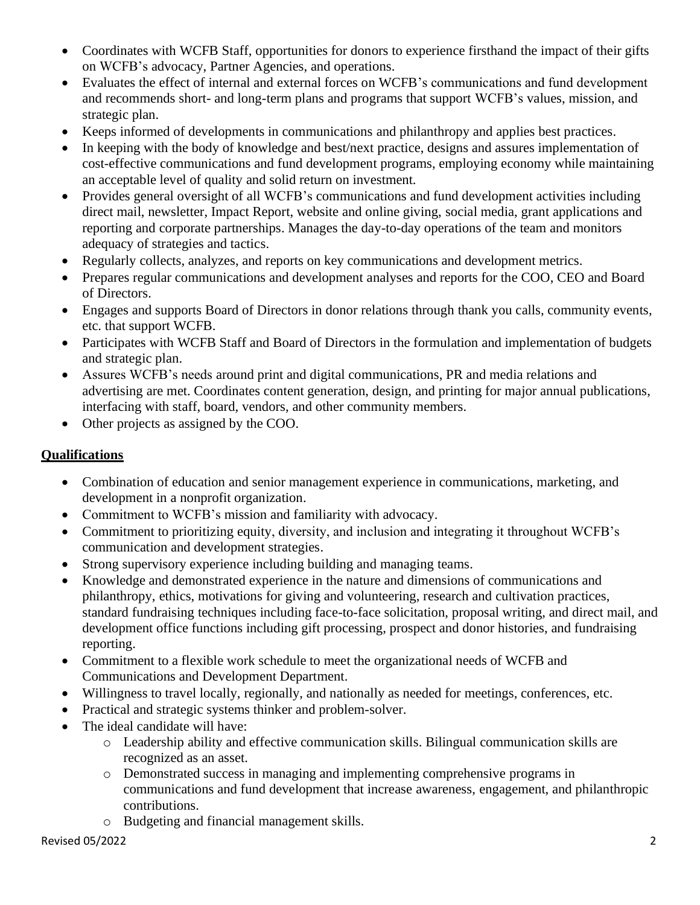- Coordinates with WCFB Staff, opportunities for donors to experience firsthand the impact of their gifts on WCFB's advocacy, Partner Agencies, and operations.
- Evaluates the effect of internal and external forces on WCFB's communications and fund development and recommends short- and long-term plans and programs that support WCFB's values, mission, and strategic plan.
- Keeps informed of developments in communications and philanthropy and applies best practices.
- In keeping with the body of knowledge and best/next practice, designs and assures implementation of cost-effective communications and fund development programs, employing economy while maintaining an acceptable level of quality and solid return on investment.
- Provides general oversight of all WCFB's communications and fund development activities including direct mail, newsletter, Impact Report, website and online giving, social media, grant applications and reporting and corporate partnerships. Manages the day-to-day operations of the team and monitors adequacy of strategies and tactics.
- Regularly collects, analyzes, and reports on key communications and development metrics.
- Prepares regular communications and development analyses and reports for the COO, CEO and Board of Directors.
- Engages and supports Board of Directors in donor relations through thank you calls, community events, etc. that support WCFB.
- Participates with WCFB Staff and Board of Directors in the formulation and implementation of budgets and strategic plan.
- Assures WCFB's needs around print and digital communications, PR and media relations and advertising are met. Coordinates content generation, design, and printing for major annual publications, interfacing with staff, board, vendors, and other community members.
- Other projects as assigned by the COO.

## **Qualifications**

- Combination of education and senior management experience in communications, marketing, and development in a nonprofit organization.
- Commitment to WCFB's mission and familiarity with advocacy.
- Commitment to prioritizing equity, diversity, and inclusion and integrating it throughout WCFB's communication and development strategies.
- Strong supervisory experience including building and managing teams.
- Knowledge and demonstrated experience in the nature and dimensions of communications and philanthropy, ethics, motivations for giving and volunteering, research and cultivation practices, standard fundraising techniques including face-to-face solicitation, proposal writing, and direct mail, and development office functions including gift processing, prospect and donor histories, and fundraising reporting.
- Commitment to a flexible work schedule to meet the organizational needs of WCFB and Communications and Development Department.
- Willingness to travel locally, regionally, and nationally as needed for meetings, conferences, etc.
- Practical and strategic systems thinker and problem-solver.
- The ideal candidate will have:
  - Leadership ability and effective communication skills. Bilingual communication skills are recognized as an asset.
  - Demonstrated success in managing and implementing comprehensive programs in communications and fund development that increase awareness, engagement, and philanthropic contributions.
  - Budgeting and financial management skills.

Revised 05/2022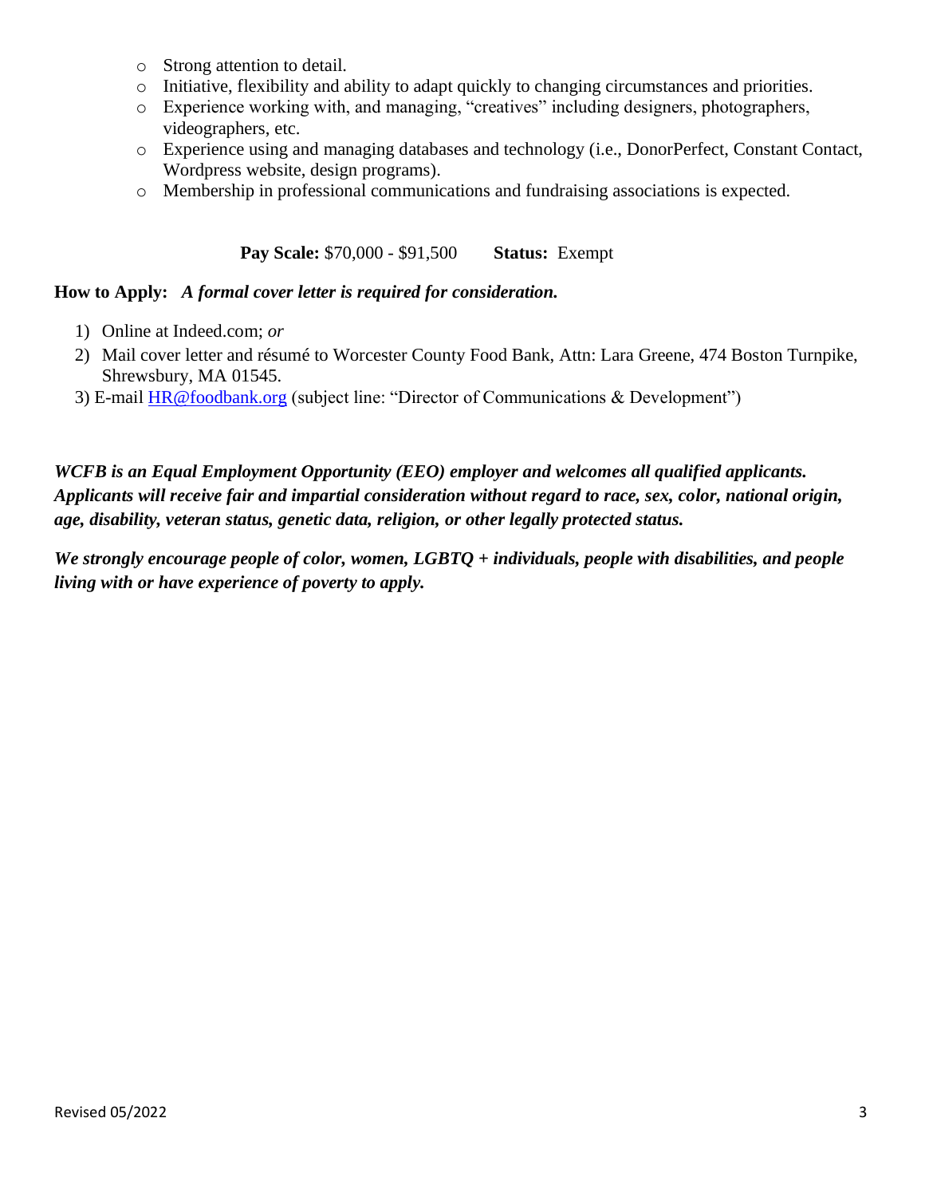- Strong attention to detail.
- Initiative, flexibility and ability to adapt quickly to changing circumstances and priorities.
- Experience working with, and managing, "creatives" including designers, photographers, videographers, etc.
- Experience using and managing databases and technology (i.e., DonorPerfect, Constant Contact, Wordpress website, design programs).
- Membership in professional communications and fundraising associations is expected.

**Pay Scale:** $70,000 - $91,500 **Status:** Exempt

**How to Apply:** ***A formal cover letter is required for consideration.***

1) Online at Indeed.com; *or*
2) Mail cover letter and résumé to Worcester County Food Bank, Attn: Lara Greene, 474 Boston Turnpike, Shrewsbury, MA 01545.
3) E-mail HR@foodbank.org (subject line: "Director of Communications & Development")

***WCFB is an Equal Employment Opportunity (EEO) employer and welcomes all qualified applicants. Applicants will receive fair and impartial consideration without regard to race, sex, color, national origin, age, disability, veteran status, genetic data, religion, or other legally protected status.***

***We strongly encourage people of color, women, LGBTQ + individuals, people with disabilities, and people living with or have experience of poverty to apply.***

Revised 05/2022